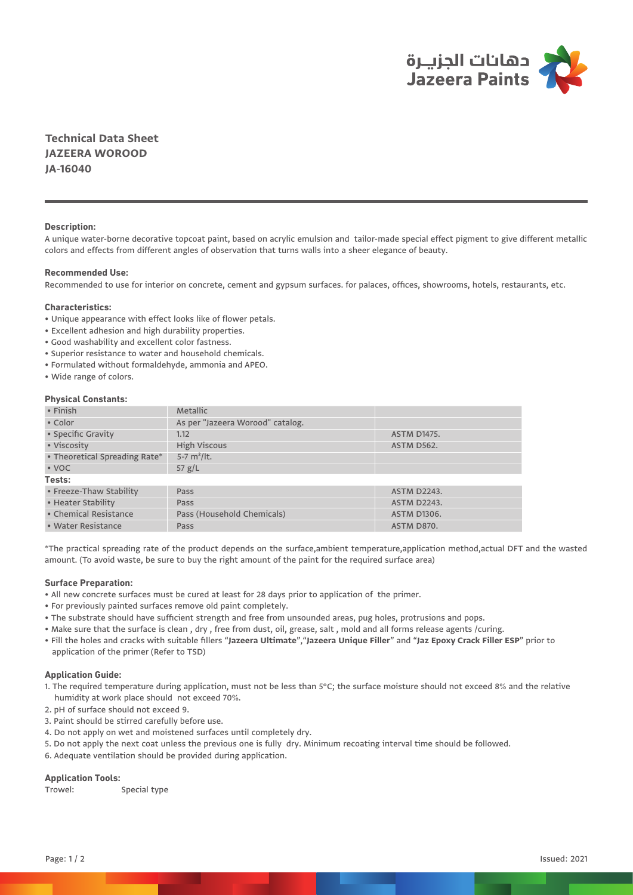دهانات الجزيـرة
Jazeera Paints

# Technical Data Sheet
## JAZEERA WOROOD
## JA-16040

**Description:**

A unique water-borne decorative topcoat paint, based on acrylic emulsion and tailor-made special effect pigment to give different metallic colors and effects from different angles of observation that turns walls into a sheer elegance of beauty.

**Recommended Use:**

Recommended to use for interior on concrete, cement and gypsum surfaces. for palaces, offices, showrooms, hotels, restaurants, etc.

**Characteristics:**

- Unique appearance with effect looks like of flower petals.
- Excellent adhesion and high durability properties.
- Good washability and excellent color fastness.
- Superior resistance to water and household chemicals.
- Formulated without formaldehyde, ammonia and APEO.
- Wide range of colors.

**Physical Constants:**

| | | |
|---|---|---|
| • Finish | Metallic | |
| • Color | As per "Jazeera Worood" catalog. | |
| • Specific Gravity | 1.12 | ASTM D1475. |
| • Viscosity | High Viscous | ASTM D562. |
| • Theoretical Spreading Rate* | 5-7 m²/lt. | |
| • VOC | 57 g/L | |
| **Tests:** | | |
| • Freeze-Thaw Stability | Pass | ASTM D2243. |
| • Heater Stability | Pass | ASTM D2243. |
| • Chemical Resistance | Pass (Household Chemicals) | ASTM D1306. |
| • Water Resistance | Pass | ASTM D870. |

*The practical spreading rate of the product depends on the surface,ambient temperature,application method,actual DFT and the wasted amount. (To avoid waste, be sure to buy the right amount of the paint for the required surface area)

**Surface Preparation:**

- All new concrete surfaces must be cured at least for 28 days prior to application of the primer.
- For previously painted surfaces remove old paint completely.
- The substrate should have sufficient strength and free from unsounded areas, pug holes, protrusions and pops.
- Make sure that the surface is clean , dry , free from dust, oil, grease, salt , mold and all forms release agents /curing.
- Fill the holes and cracks with suitable fillers "**Jazeera Ultimate**","**Jazeera Unique Filler**" and "**Jaz Epoxy Crack Filler ESP**" prior to application of the primer (Refer to TSD)

**Application Guide:**

1. The required temperature during application, must not be less than 5°C; the surface moisture should not exceed 8% and the relative humidity at work place should not exceed 70%.
2. pH of surface should not exceed 9.
3. Paint should be stirred carefully before use.
4. Do not apply on wet and moistened surfaces until completely dry.
5. Do not apply the next coat unless the previous one is fully dry. Minimum recoating interval time should be followed.
6. Adequate ventilation should be provided during application.

**Application Tools:**

Trowel: Special type

Issued: 2021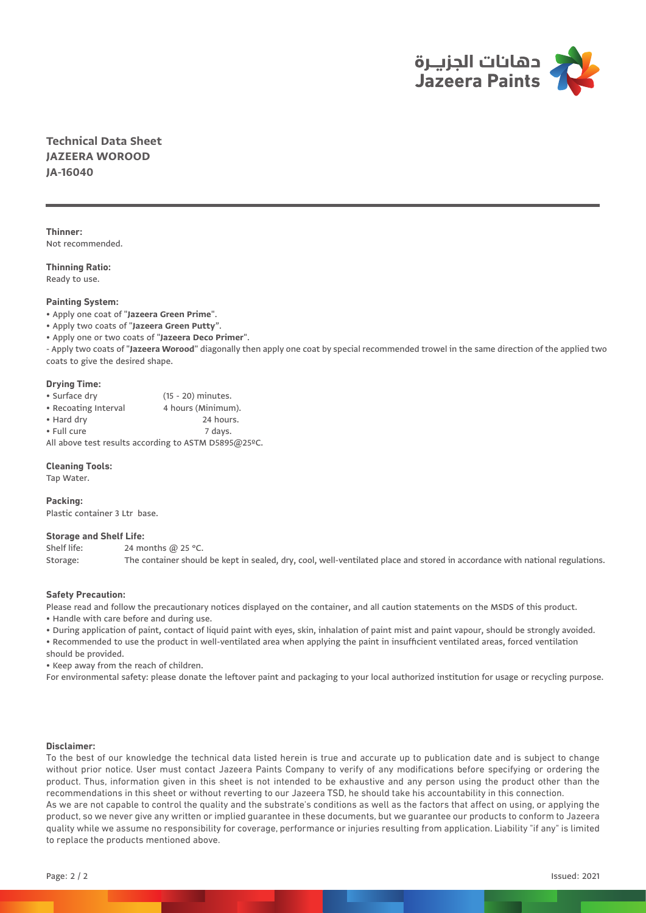دهانات الجزيـرة
Jazeera Paints

**Technical Data Sheet**
**JAZEERA WOROOD**
**JA-16040**

**Thinner:**
Not recommended.

**Thinning Ratio:**
Ready to use.

**Painting System:**

- Apply one coat of "**Jazeera Green Prime**".
- Apply two coats of "**Jazeera Green Putty**".
- Apply one or two coats of "**Jazeera Deco Primer**".

- Apply two coats of "**Jazeera Worood**" diagonally then apply one coat by special recommended trowel in the same direction of the applied two coats to give the desired shape.

**Drying Time:**

| | |
|---|---|
| • Surface dry | (15 - 20) minutes. |
| • Recoating Interval | 4 hours (Minimum). |
| • Hard dry | 24 hours. |
| • Full cure | 7 days. |

All above test results according to ASTM D5895@25ºC.

**Cleaning Tools:**
Tap Water.

**Packing:**
Plastic container 3 Ltr base.

**Storage and Shelf Life:**

| | |
|---|---|
| Shelf life: | 24 months @ 25 °C. |
| Storage: | The container should be kept in sealed, dry, cool, well-ventilated place and stored in accordance with national regulations. |

**Safety Precaution:**
Please read and follow the precautionary notices displayed on the container, and all caution statements on the MSDS of this product.

- Handle with care before and during use.
- During application of paint, contact of liquid paint with eyes, skin, inhalation of paint mist and paint vapour, should be strongly avoided.
- Recommended to use the product in well-ventilated area when applying the paint in insufficient ventilated areas, forced ventilation should be provided.
- Keep away from the reach of children.

For environmental safety: please donate the leftover paint and packaging to your local authorized institution for usage or recycling purpose.

**Disclaimer:**
To the best of our knowledge the technical data listed herein is true and accurate up to publication date and is subject to change without prior notice. User must contact Jazeera Paints Company to verify of any modifications before specifying or ordering the product. Thus, information given in this sheet is not intended to be exhaustive and any person using the product other than the recommendations in this sheet or without reverting to our Jazeera TSD, he should take his accountability in this connection.
As we are not capable to control the quality and the substrate's conditions as well as the factors that affect on using, or applying the product, so we never give any written or implied guarantee in these documents, but we guarantee our products to conform to Jazeera quality while we assume no responsibility for coverage, performance or injuries resulting from application. Liability "if any" is limited to replace the products mentioned above.

Issued: 2021